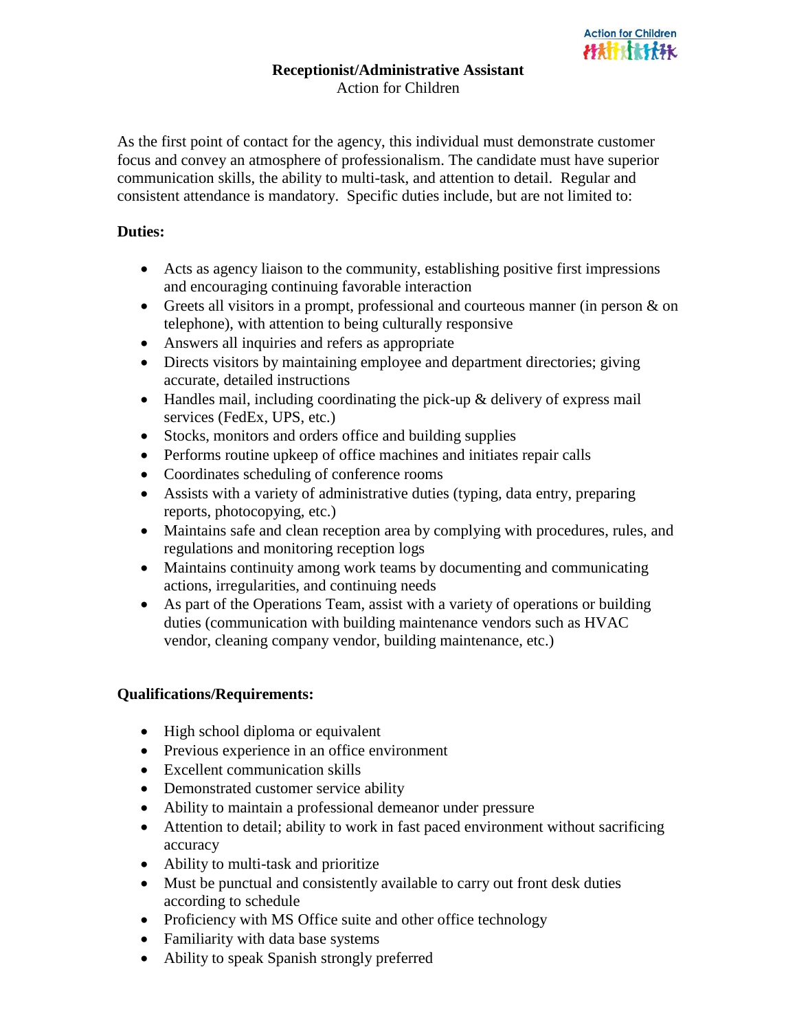# Receptionist/Administrative Assistant

Action for Children

As the first point of contact for the agency, this individual must demonstrate customer focus and convey an atmosphere of professionalism. The candidate must have superior communication skills, the ability to multi-task, and attention to detail. Regular and consistent attendance is mandatory. Specific duties include, but are not limited to:

**Duties:**

- Acts as agency liaison to the community, establishing positive first impressions and encouraging continuing favorable interaction
- Greets all visitors in a prompt, professional and courteous manner (in person & on telephone), with attention to being culturally responsive
- Answers all inquiries and refers as appropriate
- Directs visitors by maintaining employee and department directories; giving accurate, detailed instructions
- Handles mail, including coordinating the pick-up & delivery of express mail services (FedEx, UPS, etc.)
- Stocks, monitors and orders office and building supplies
- Performs routine upkeep of office machines and initiates repair calls
- Coordinates scheduling of conference rooms
- Assists with a variety of administrative duties (typing, data entry, preparing reports, photocopying, etc.)
- Maintains safe and clean reception area by complying with procedures, rules, and regulations and monitoring reception logs
- Maintains continuity among work teams by documenting and communicating actions, irregularities, and continuing needs
- As part of the Operations Team, assist with a variety of operations or building duties (communication with building maintenance vendors such as HVAC vendor, cleaning company vendor, building maintenance, etc.)

**Qualifications/Requirements:**

- High school diploma or equivalent
- Previous experience in an office environment
- Excellent communication skills
- Demonstrated customer service ability
- Ability to maintain a professional demeanor under pressure
- Attention to detail; ability to work in fast paced environment without sacrificing accuracy
- Ability to multi-task and prioritize
- Must be punctual and consistently available to carry out front desk duties according to schedule
- Proficiency with MS Office suite and other office technology
- Familiarity with data base systems
- Ability to speak Spanish strongly preferred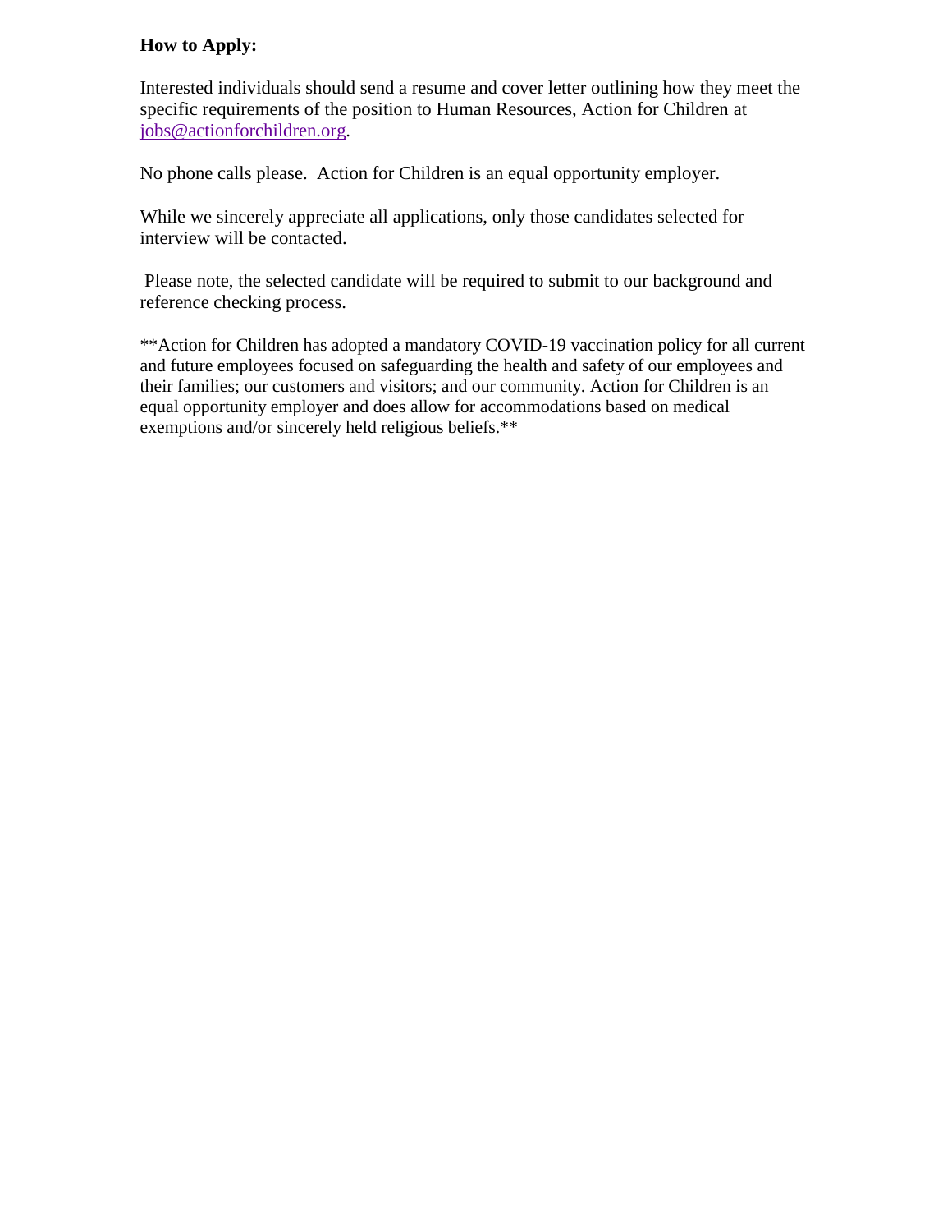**How to Apply:**

Interested individuals should send a resume and cover letter outlining how they meet the specific requirements of the position to Human Resources, Action for Children at jobs@actionforchildren.org.

No phone calls please. Action for Children is an equal opportunity employer.

While we sincerely appreciate all applications, only those candidates selected for interview will be contacted.

Please note, the selected candidate will be required to submit to our background and reference checking process.

**Action for Children has adopted a mandatory COVID-19 vaccination policy for all current and future employees focused on safeguarding the health and safety of our employees and their families; our customers and visitors; and our community. Action for Children is an equal opportunity employer and does allow for accommodations based on medical exemptions and/or sincerely held religious beliefs.**